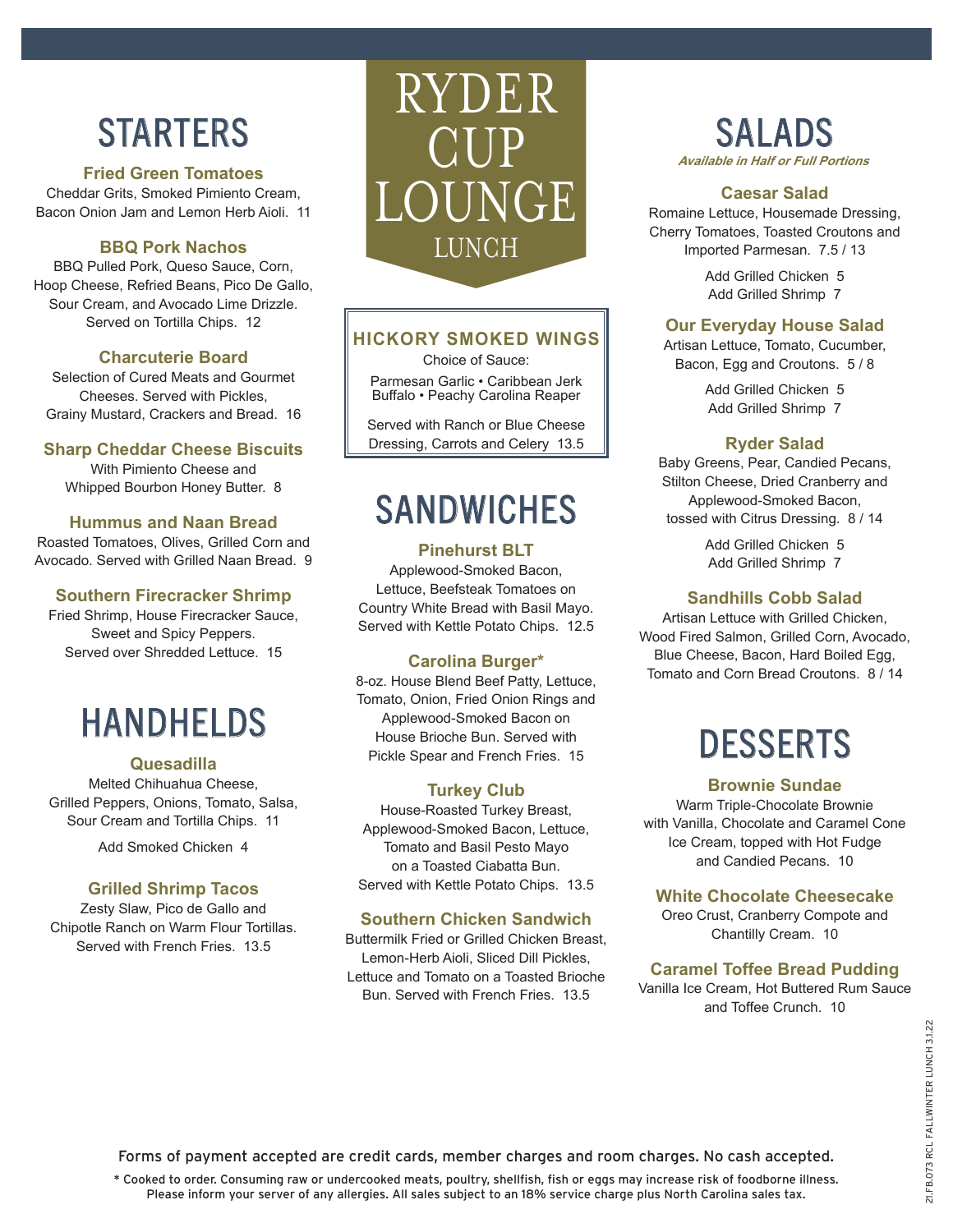# RYDER CUP LOUNGE
## LUNCH

## STARTERS

### Fried Green Tomatoes
Cheddar Grits, Smoked Pimiento Cream, Bacon Onion Jam and Lemon Herb Aioli. 11

### BBQ Pork Nachos
BBQ Pulled Pork, Queso Sauce, Corn, Hoop Cheese, Refried Beans, Pico De Gallo, Sour Cream, and Avocado Lime Drizzle. Served on Tortilla Chips. 12

### Charcuterie Board
Selection of Cured Meats and Gourmet Cheeses. Served with Pickles, Grainy Mustard, Crackers and Bread. 16

### Sharp Cheddar Cheese Biscuits
With Pimiento Cheese and Whipped Bourbon Honey Butter. 8

### Hummus and Naan Bread
Roasted Tomatoes, Olives, Grilled Corn and Avocado. Served with Grilled Naan Bread. 9

### Southern Firecracker Shrimp
Fried Shrimp, House Firecracker Sauce, Sweet and Spicy Peppers. Served over Shredded Lettuce. 15

## HANDHELDS

### Quesadilla
Melted Chihuahua Cheese, Grilled Peppers, Onions, Tomato, Salsa, Sour Cream and Tortilla Chips. 11

Add Smoked Chicken 4

### Grilled Shrimp Tacos
Zesty Slaw, Pico de Gallo and Chipotle Ranch on Warm Flour Tortillas. Served with French Fries. 13.5

## HICKORY SMOKED WINGS
Choice of Sauce:

Parmesan Garlic • Caribbean Jerk
Buffalo • Peachy Carolina Reaper

Served with Ranch or Blue Cheese Dressing, Carrots and Celery 13.5

## SANDWICHES

### Pinehurst BLT
Applewood-Smoked Bacon, Lettuce, Beefsteak Tomatoes on Country White Bread with Basil Mayo. Served with Kettle Potato Chips. 12.5

### Carolina Burger*
8-oz. House Blend Beef Patty, Lettuce, Tomato, Onion, Fried Onion Rings and Applewood-Smoked Bacon on House Brioche Bun. Served with Pickle Spear and French Fries. 15

### Turkey Club
House-Roasted Turkey Breast, Applewood-Smoked Bacon, Lettuce, Tomato and Basil Pesto Mayo on a Toasted Ciabatta Bun. Served with Kettle Potato Chips. 13.5

### Southern Chicken Sandwich
Buttermilk Fried or Grilled Chicken Breast, Lemon-Herb Aioli, Sliced Dill Pickles, Lettuce and Tomato on a Toasted Brioche Bun. Served with French Fries. 13.5

## SALADS
*Available in Half or Full Portions*

### Caesar Salad
Romaine Lettuce, Housemade Dressing, Cherry Tomatoes, Toasted Croutons and Imported Parmesan. 7.5 / 13

Add Grilled Chicken 5
Add Grilled Shrimp 7

### Our Everyday House Salad
Artisan Lettuce, Tomato, Cucumber, Bacon, Egg and Croutons. 5 / 8

Add Grilled Chicken 5
Add Grilled Shrimp 7

### Ryder Salad
Baby Greens, Pear, Candied Pecans, Stilton Cheese, Dried Cranberry and Applewood-Smoked Bacon, tossed with Citrus Dressing. 8 / 14

Add Grilled Chicken 5
Add Grilled Shrimp 7

### Sandhills Cobb Salad
Artisan Lettuce with Grilled Chicken, Wood Fired Salmon, Grilled Corn, Avocado, Blue Cheese, Bacon, Hard Boiled Egg, Tomato and Corn Bread Croutons. 8 / 14

## DESSERTS

### Brownie Sundae
Warm Triple-Chocolate Brownie with Vanilla, Chocolate and Caramel Cone Ice Cream, topped with Hot Fudge and Candied Pecans. 10

### White Chocolate Cheesecake
Oreo Crust, Cranberry Compote and Chantilly Cream. 10

### Caramel Toffee Bread Pudding
Vanilla Ice Cream, Hot Buttered Rum Sauce and Toffee Crunch. 10

Forms of payment accepted are credit cards, member charges and room charges. No cash accepted.

* Cooked to order. Consuming raw or undercooked meats, poultry, shellfish, fish or eggs may increase risk of foodborne illness. Please inform your server of any allergies. All sales subject to an 18% service charge plus North Carolina sales tax.

21.FB.073 RCL FALLWINTER LUNCH 3.1.22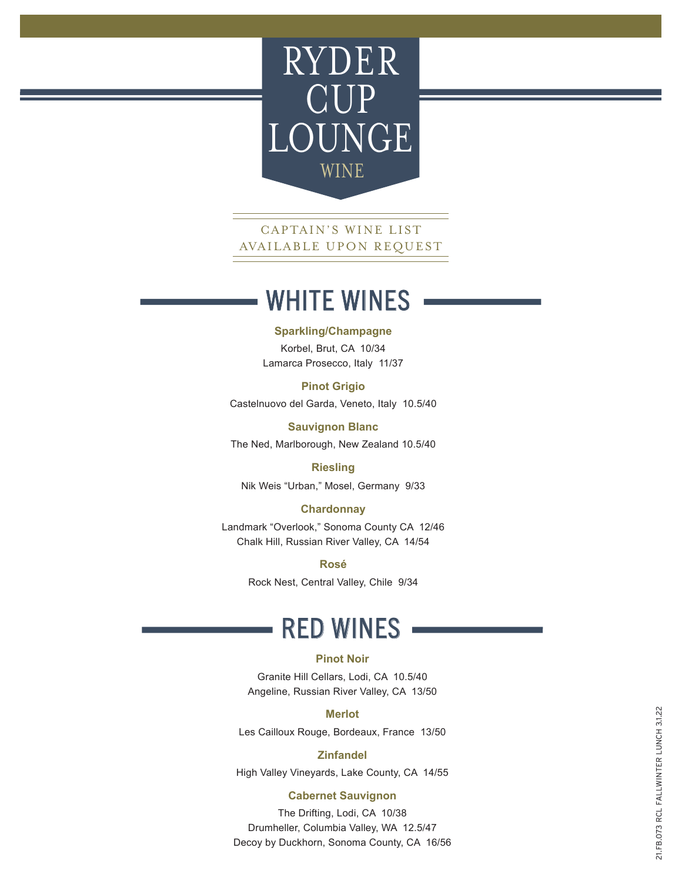# RYDER CUP LOUNGE

WINE

CAPTAIN'S WINE LIST
AVAILABLE UPON REQUEST

## WHITE WINES

### Sparkling/Champagne

Korbel, Brut, CA 10/34
Lamarca Prosecco, Italy 11/37

### Pinot Grigio

Castelnuovo del Garda, Veneto, Italy 10.5/40

### Sauvignon Blanc

The Ned, Marlborough, New Zealand 10.5/40

### Riesling

Nik Weis "Urban," Mosel, Germany 9/33

### Chardonnay

Landmark "Overlook," Sonoma County CA 12/46
Chalk Hill, Russian River Valley, CA 14/54

### Rosé

Rock Nest, Central Valley, Chile 9/34

## RED WINES

### Pinot Noir

Granite Hill Cellars, Lodi, CA 10.5/40
Angeline, Russian River Valley, CA 13/50

### Merlot

Les Cailloux Rouge, Bordeaux, France 13/50

### Zinfandel

High Valley Vineyards, Lake County, CA 14/55

### Cabernet Sauvignon

The Drifting, Lodi, CA 10/38
Drumheller, Columbia Valley, WA 12.5/47
Decoy by Duckhorn, Sonoma County, CA 16/56

21.FB.073 RCL FALLWINTER LUNCH 3.1.22